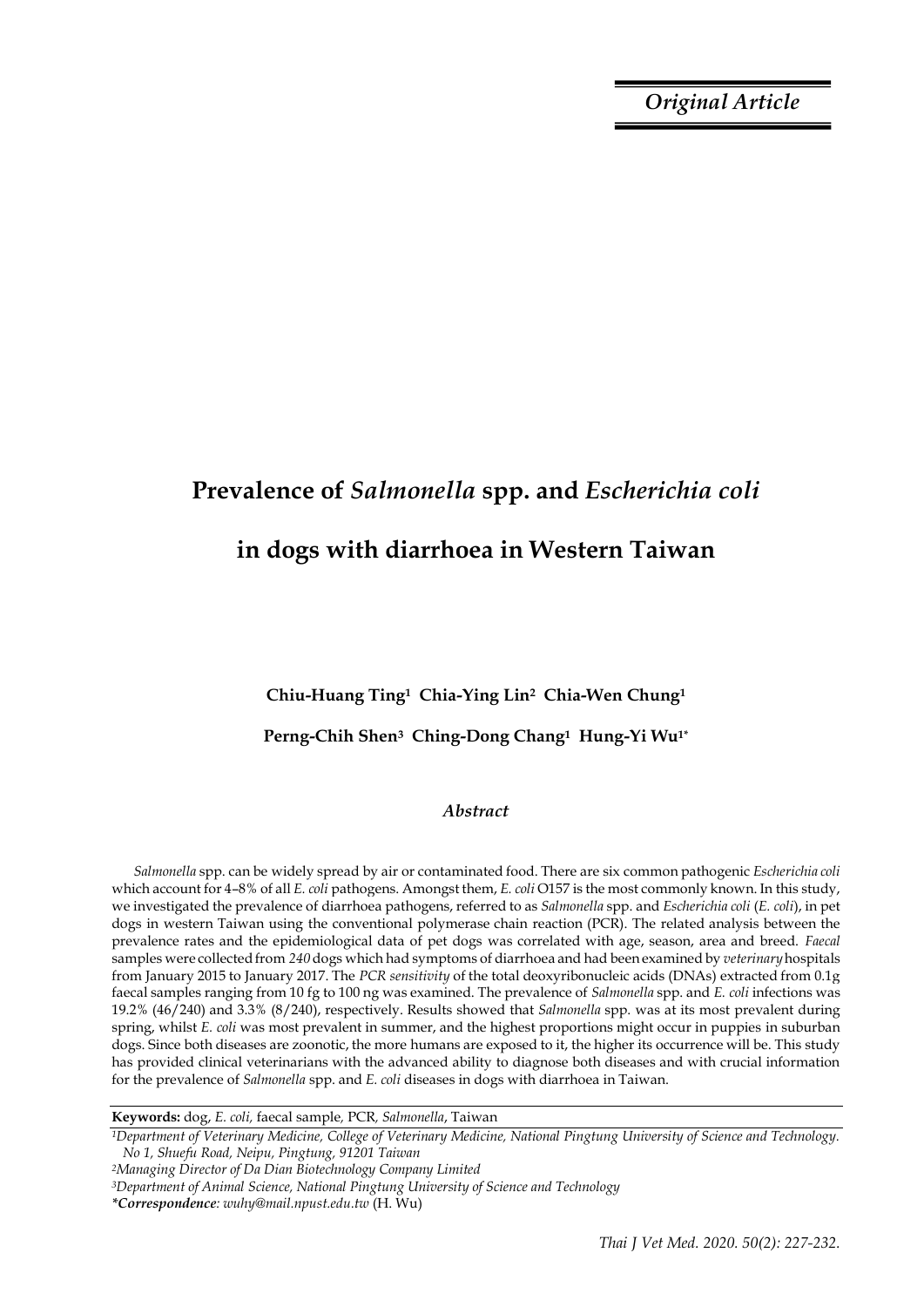*Original Article*

# Prevalence of *Salmonella* spp. and *Escherichia coli* in dogs with diarrhoea in Western Taiwan

**Chiu-Huang Ting[1] Chia-Ying Lin[2] Chia-Wen Chung[1]**

**Perng-Chih Shen[3] Ching-Dong Chang[1] Hung-Yi Wu[1*]**

### *Abstract*

*Salmonella* spp. can be widely spread by air or contaminated food. There are six common pathogenic *Escherichia coli* which account for 4–8% of all *E. coli* pathogens. Amongst them, *E. coli* O157 is the most commonly known. In this study, we investigated the prevalence of diarrhoea pathogens, referred to as *Salmonella* spp. and *Escherichia coli* (*E. coli*), in pet dogs in western Taiwan using the conventional polymerase chain reaction (PCR). The related analysis between the prevalence rates and the epidemiological data of pet dogs was correlated with age, season, area and breed. *Faecal* samples were collected from *240* dogs which had symptoms of diarrhoea and had been examined by *veterinary* hospitals from January 2015 to January 2017. The *PCR sensitivity* of the total deoxyribonucleic acids (DNAs) extracted from 0.1g faecal samples ranging from 10 fg to 100 ng was examined. The prevalence of *Salmonella* spp. and *E. coli* infections was 19.2% (46/240) and 3.3% (8/240), respectively. Results showed that *Salmonella* spp. was at its most prevalent during spring, whilst *E. coli* was most prevalent in summer, and the highest proportions might occur in puppies in suburban dogs. Since both diseases are zoonotic, the more humans are exposed to it, the higher its occurrence will be. This study has provided clinical veterinarians with the advanced ability to diagnose both diseases and with crucial information for the prevalence of *Salmonella* spp. and *E. coli* diseases in dogs with diarrhoea in Taiwan.

**Keywords:** dog, *E. coli,* faecal sample, PCR, *Salmonella*, Taiwan

[1]*Department of Veterinary Medicine, College of Veterinary Medicine, National Pingtung University of Science and Technology. No 1, Shuefu Road, Neipu, Pingtung, 91201 Taiwan*

[2]*Managing Director of Da Dian Biotechnology Company Limited*

[3]*Department of Animal Science, National Pingtung University of Science and Technology*

***Correspondence**: wuhy@mail.npust.edu.tw* (H. Wu)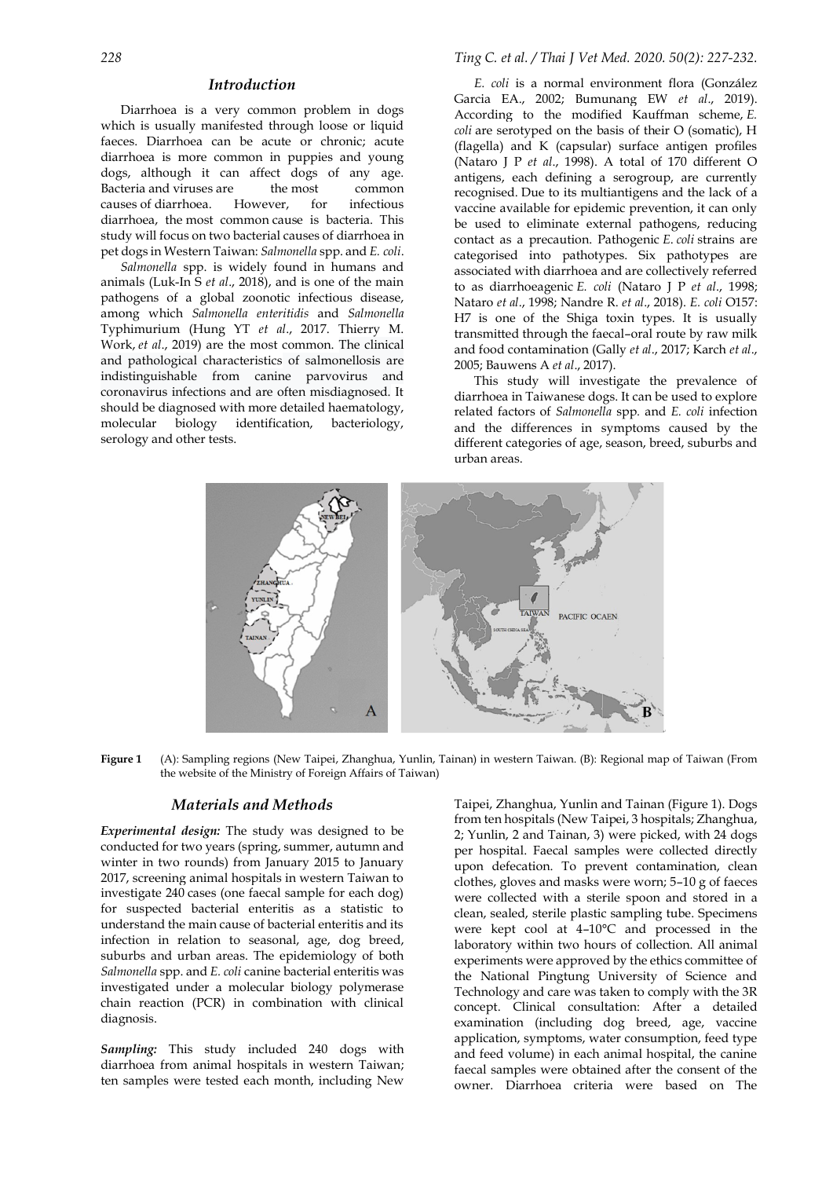## Introduction

Diarrhoea is a very common problem in dogs which is usually manifested through loose or liquid faeces. Diarrhoea can be acute or chronic; acute diarrhoea is more common in puppies and young dogs, although it can affect dogs of any age. Bacteria and viruses are the most common causes of diarrhoea. However, for infectious diarrhoea, the most common cause is bacteria. This study will focus on two bacterial causes of diarrhoea in pet dogs in Western Taiwan: *Salmonella* spp. and *E. coli*.

*Salmonella* spp. is widely found in humans and animals (Luk-In S *et al*., 2018), and is one of the main pathogens of a global zoonotic infectious disease, among which *Salmonella enteritidis* and *Salmonella* Typhimurium (Hung YT *et al*., 2017. Thierry M. Work, *et al*., 2019) are the most common. The clinical and pathological characteristics of salmonellosis are indistinguishable from canine parvovirus and coronavirus infections and are often misdiagnosed. It should be diagnosed with more detailed haematology, molecular biology identification, bacteriology, serology and other tests.

*E. coli* is a normal environment flora (González Garcia EA., 2002; Bumunang EW *et al*., 2019). According to the modified Kauffman scheme, *E. coli* are serotyped on the basis of their O (somatic), H (flagella) and K (capsular) surface antigen profiles (Nataro J P *et al*., 1998). A total of 170 different O antigens, each defining a serogroup, are currently recognised. Due to its multiantigens and the lack of a vaccine available for epidemic prevention, it can only be used to eliminate external pathogens, reducing contact as a precaution. Pathogenic *E. coli* strains are categorised into pathotypes. Six pathotypes are associated with diarrhoea and are collectively referred to as diarrhoeagenic *E. coli* (Nataro J P *et al*., 1998; Nataro *et al*., 1998; Nandre R. *et al*., 2018). *E. coli* O157: H7 is one of the Shiga toxin types. It is usually transmitted through the faecal–oral route by raw milk and food contamination (Gally *et al*., 2017; Karch *et al*., 2005; Bauwens A *et al*., 2017).

This study will investigate the prevalence of diarrhoea in Taiwanese dogs. It can be used to explore related factors of *Salmonella* spp. and *E. coli* infection and the differences in symptoms caused by the different categories of age, season, breed, suburbs and urban areas.

**Figure 1** (A): Sampling regions (New Taipei, Zhanghua, Yunlin, Tainan) in western Taiwan. (B): Regional map of Taiwan (From the website of the Ministry of Foreign Affairs of Taiwan)

## Materials and Methods

***Experimental design:*** The study was designed to be conducted for two years (spring, summer, autumn and winter in two rounds) from January 2015 to January 2017, screening animal hospitals in western Taiwan to investigate 240 cases (one faecal sample for each dog) for suspected bacterial enteritis as a statistic to understand the main cause of bacterial enteritis and its infection in relation to seasonal, age, dog breed, suburbs and urban areas. The epidemiology of both *Salmonella* spp. and *E. coli* canine bacterial enteritis was investigated under a molecular biology polymerase chain reaction (PCR) in combination with clinical diagnosis.

***Sampling:*** This study included 240 dogs with diarrhoea from animal hospitals in western Taiwan; ten samples were tested each month, including New Taipei, Zhanghua, Yunlin and Tainan (Figure 1). Dogs from ten hospitals (New Taipei, 3 hospitals; Zhanghua, 2; Yunlin, 2 and Tainan, 3) were picked, with 24 dogs per hospital. Faecal samples were collected directly upon defecation. To prevent contamination, clean clothes, gloves and masks were worn; 5–10 g of faeces were collected with a sterile spoon and stored in a clean, sealed, sterile plastic sampling tube. Specimens were kept cool at 4–10°C and processed in the laboratory within two hours of collection. All animal experiments were approved by the ethics committee of the National Pingtung University of Science and Technology and care was taken to comply with the 3R concept. Clinical consultation: After a detailed examination (including dog breed, age, vaccine application, symptoms, water consumption, feed type and feed volume) in each animal hospital, the canine faecal samples were obtained after the consent of the owner. Diarrhoea criteria were based on The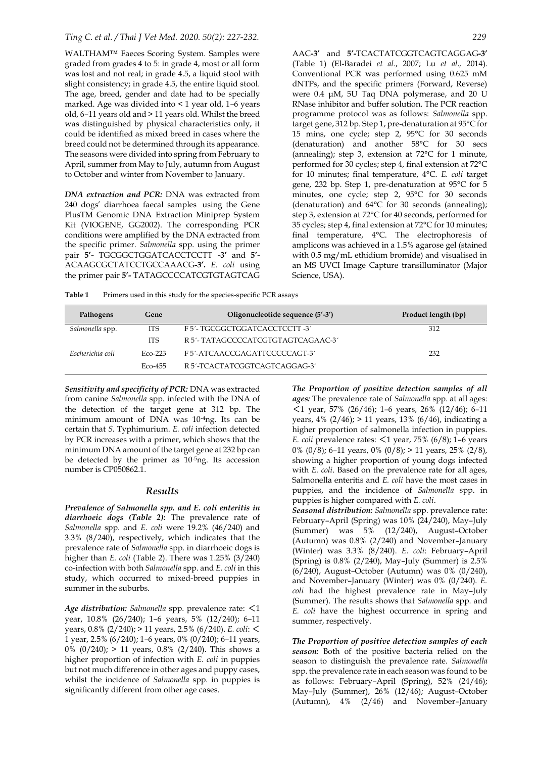WALTHAM™ Faeces Scoring System. Samples were graded from grades 4 to 5: in grade 4, most or all form was lost and not real; in grade 4.5, a liquid stool with slight consistency; in grade 4.5, the entire liquid stool. The age, breed, gender and date had to be specially marked. Age was divided into < 1 year old, 1–6 years old, 6–11 years old and > 11 years old. Whilst the breed was distinguished by physical characteristics only, it could be identified as mixed breed in cases where the breed could not be determined through its appearance. The seasons were divided into spring from February to April, summer from May to July, autumn from August to October and winter from November to January.

***DNA extraction and PCR:*** DNA was extracted from 240 dogs' diarrhoea faecal samples using the Gene PlusTM Genomic DNA Extraction Miniprep System Kit (VIOGENE, GG2002). The corresponding PCR conditions were amplified by the DNA extracted from the specific primer. *Salmonella* spp. using the primer pair **5'-** TGCGGCTGGATCACCTCCTT **-3'** and **5'-** ACAAGCGCTATCCTGCCAAACG**-3'.** *E. coli* using the primer pair **5'-** TATAGCCCCATCGTGTAGTCAG AAC**-3'** and **5'-**TCACTATCGGTCAGTCAGGAG**-3'** (Table 1) (El-Baradei *et al*., 2007; Lu *et al.,* 2014). Conventional PCR was performed using 0.625 mM dNTPs, and the specific primers (Forward, Reverse) were 0.4 μM, 5U Taq DNA polymerase, and 20 U RNase inhibitor and buffer solution. The PCR reaction programme protocol was as follows: *Salmonella* spp. target gene, 312 bp. Step 1, pre-denaturation at 95°C for 15 mins, one cycle; step 2, 95°C for 30 seconds (denaturation) and another 58°C for 30 secs (annealing); step 3, extension at 72°C for 1 minute, performed for 30 cycles; step 4, final extension at 72°C for 10 minutes; final temperature, 4°C. *E. coli* target gene, 232 bp. Step 1, pre-denaturation at 95°C for 5 minutes, one cycle; step 2, 95°C for 30 seconds (denaturation) and 64°C for 30 seconds (annealing); step 3, extension at 72°C for 40 seconds, performed for 35 cycles; step 4, final extension at 72°C for 10 minutes; final temperature, 4°C. The electrophoresis of amplicons was achieved in a 1.5% agarose gel (stained with 0.5 mg/mL ethidium bromide) and visualised in an MS UVCI Image Capture transilluminator (Major Science, USA).

**Table 1** Primers used in this study for the species-specific PCR assays

| Pathogens | Gene | Oligonucleotide sequence (5'-3') | Product length (bp) |
|---|---|---|---|
| *Salmonella* spp. | ITS | F 5´- TGCGGCTGGATCACCTCCTT -3´ | 312 |
| | ITS | R 5´- TATAGCCCCATCGTGTAGTCAGAAC-3´ | |
| *Escherichia coli* | Eco-223 | F 5´-ATCAACCGAGATTCCCCCAGT-3´ | 232 |
| | Eco-455 | R 5´-TCACTATCGGTCAGTCAGGAG-3´ | |

***Sensitivity and specificity of PCR:*** DNA was extracted from canine *Salmonella* spp. infected with the DNA of the detection of the target gene at 312 bp. The minimum amount of DNA was $10^{-4}$ng. Its can be certain that *S.* Typhimurium. *E. coli* infection detected by PCR increases with a primer, which shows that the minimum DNA amount of the target gene at 232 bp can be detected by the primer as $10^{-5}$ng. Its accession number is CP050862.1.

## *Results*

***Prevalence of Salmonella spp. and E. coli enteritis in diarrhoeic dogs (Table 2):*** The prevalence rate of *Salmonella* spp. and *E. coli* were 19.2% (46/240) and 3.3% (8/240), respectively, which indicates that the prevalence rate of *Salmonella* spp. in diarrhoeic dogs is higher than *E. coli* (Table 2). There was 1.25% (3/240) co-infection with both *Salmonella* spp. and *E. coli* in this study, which occurred to mixed-breed puppies in summer in the suburbs.

***Age distribution:*** *Salmonella* spp. prevalence rate: <1 year, 10.8% (26/240); 1–6 years, 5% (12/240); 6–11 years, 0.8% (2/240); > 11 years, 2.5% (6/240). *E. coli*: < 1 year, 2.5% (6/240); 1–6 years, 0% (0/240); 6–11 years, 0% (0/240); > 11 years, 0.8% (2/240). This shows a higher proportion of infection with *E. coli* in puppies but not much difference in other ages and puppy cases, whilst the incidence of *Salmonella* spp. in puppies is significantly different from other age cases.

***The Proportion of positive detection samples of all ages:*** The prevalence rate of *Salmonella* spp. at all ages: <1 year, 57% (26/46); 1–6 years, 26% (12/46); 6–11 years, 4% (2/46); > 11 years, 13% (6/46), indicating a higher proportion of salmonella infection in puppies. *E. coli* prevalence rates: <1 year, 75% (6/8); 1–6 years 0% (0/8); 6–11 years, 0% (0/8); > 11 years, 25% (2/8), showing a higher proportion of young dogs infected with *E. coli*. Based on the prevalence rate for all ages, Salmonella enteritis and *E. coli* have the most cases in puppies, and the incidence of *Salmonella* spp. in puppies is higher compared with *E. coli*.

***Seasonal distribution:*** *Salmonella* spp. prevalence rate: February–April (Spring) was 10% (24/240), May–July (Summer) was 5% (12/240), August–October (Autumn) was 0.8% (2/240) and November–January (Winter) was 3.3% (8/240). *E. coli*: February–April (Spring) is 0.8% (2/240), May–July (Summer) is 2.5% (6/240), August–October (Autumn) was 0% (0/240), and November–January (Winter) was 0% (0/240). *E. coli* had the highest prevalence rate in May–July (Summer). The results shows that *Salmonella* spp. and *E. coli* have the highest occurrence in spring and summer, respectively.

***The Proportion of positive detection samples of each season:*** Both of the positive bacteria relied on the season to distinguish the prevalence rate. *Salmonella* spp. the prevalence rate in each season was found to be as follows: February–April (Spring), 52% (24/46); May–July (Summer), 26% (12/46); August–October (Autumn), 4% (2/46) and November–January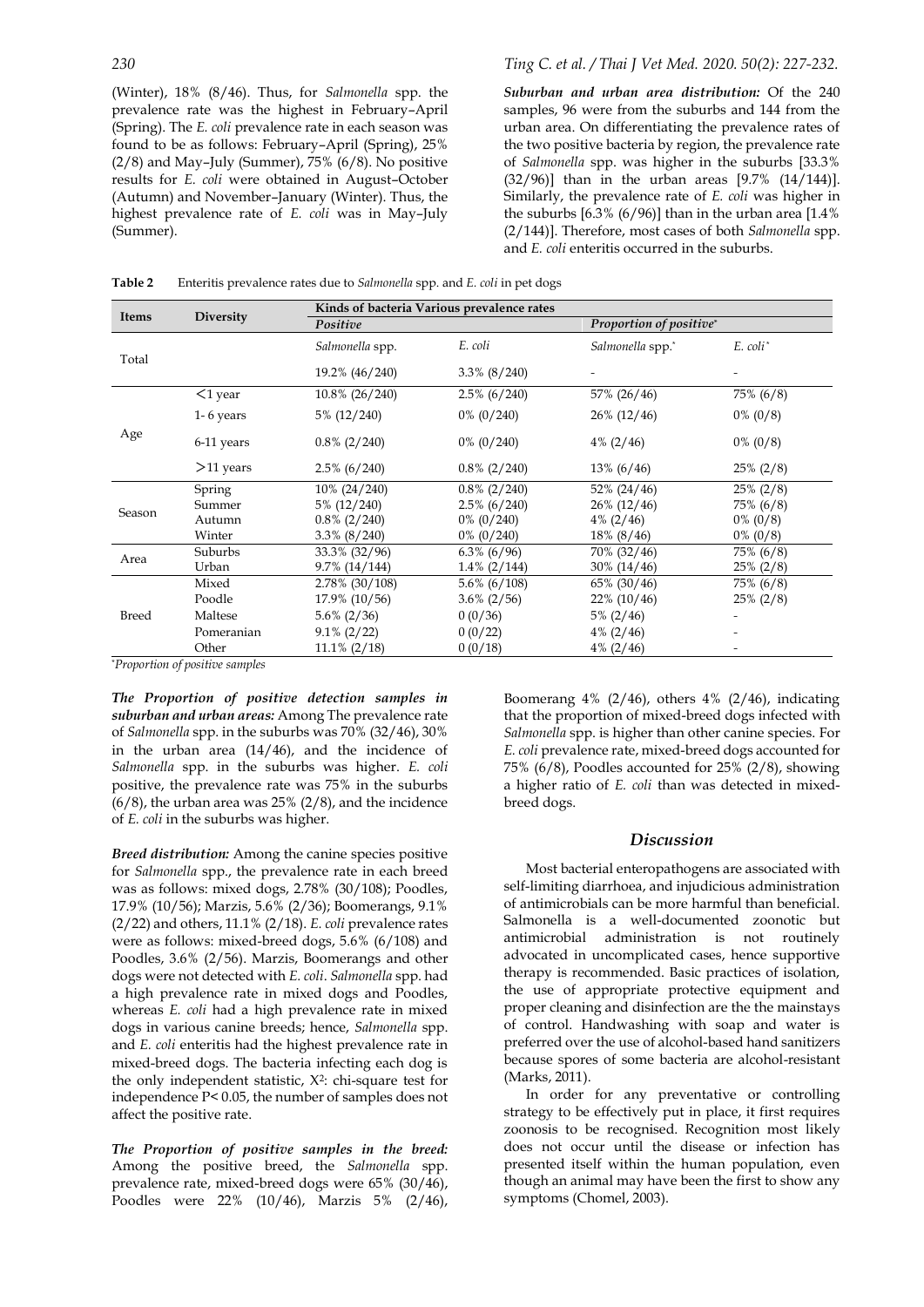(Winter), 18% (8/46). Thus, for *Salmonella* spp. the prevalence rate was the highest in February–April (Spring). The *E. coli* prevalence rate in each season was found to be as follows: February–April (Spring), 25% (2/8) and May–July (Summer), 75% (6/8). No positive results for *E. coli* were obtained in August–October (Autumn) and November–January (Winter). Thus, the highest prevalence rate of *E. coli* was in May–July (Summer).

***Suburban and urban area distribution:*** Of the 240 samples, 96 were from the suburbs and 144 from the urban area. On differentiating the prevalence rates of the two positive bacteria by region, the prevalence rate of *Salmonella* spp. was higher in the suburbs [33.3% (32/96)] than in the urban areas [9.7% (14/144)]. Similarly, the prevalence rate of *E. coli* was higher in the suburbs [6.3% (6/96)] than in the urban area [1.4% (2/144)]. Therefore, most cases of both *Salmonella* spp. and *E. coli* enteritis occurred in the suburbs.

**Table 2** Enteritis prevalence rates due to *Salmonella* spp. and *E. coli* in pet dogs

| Items | Diversity | Kinds of bacteria Various prevalence rates | | | |
|---|---|---|---|---|---|
| | | *Positive* | | *Proportion of positive*\* | |
| Total | | *Salmonella* spp. | *E. coli* | *Salmonella* spp.\* | *E. coli*\* |
| | | 19.2% (46/240) | 3.3% (8/240) | - | - |
| Age | <1 year | 10.8% (26/240) | 2.5% (6/240) | 57% (26/46) | 75% (6/8) |
| | 1- 6 years | 5% (12/240) | 0% (0/240) | 26% (12/46) | 0% (0/8) |
| | 6-11 years | 0.8% (2/240) | 0% (0/240) | 4% (2/46) | 0% (0/8) |
| | >11 years | 2.5% (6/240) | 0.8% (2/240) | 13% (6/46) | 25% (2/8) |
| Season | Spring | 10% (24/240) | 0.8% (2/240) | 52% (24/46) | 25% (2/8) |
| | Summer | 5% (12/240) | 2.5% (6/240) | 26% (12/46) | 75% (6/8) |
| | Autumn | 0.8% (2/240) | 0% (0/240) | 4% (2/46) | 0% (0/8) |
| | Winter | 3.3% (8/240) | 0% (0/240) | 18% (8/46) | 0% (0/8) |
| Area | Suburbs | 33.3% (32/96) | 6.3% (6/96) | 70% (32/46) | 75% (6/8) |
| | Urban | 9.7% (14/144) | 1.4% (2/144) | 30% (14/46) | 25% (2/8) |
| Breed | Mixed | 2.78% (30/108) | 5.6% (6/108) | 65% (30/46) | 75% (6/8) |
| | Poodle | 17.9% (10/56) | 3.6% (2/56) | 22% (10/46) | 25% (2/8) |
| | Maltese | 5.6% (2/36) | 0 (0/36) | 5% (2/46) | - |
| | Pomeranian | 9.1% (2/22) | 0 (0/22) | 4% (2/46) | - |
| | Other | 11.1% (2/18) | 0 (0/18) | 4% (2/46) | - |

\**Proportion of positive samples*

***The Proportion of positive detection samples in suburban and urban areas:*** Among The prevalence rate of *Salmonella* spp. in the suburbs was 70% (32/46), 30% in the urban area (14/46), and the incidence of *Salmonella* spp. in the suburbs was higher. *E. coli* positive, the prevalence rate was 75% in the suburbs (6/8), the urban area was 25% (2/8), and the incidence of *E. coli* in the suburbs was higher.

***Breed distribution:*** Among the canine species positive for *Salmonella* spp., the prevalence rate in each breed was as follows: mixed dogs, 2.78% (30/108); Poodles, 17.9% (10/56); Marzis, 5.6% (2/36); Boomerangs, 9.1% (2/22) and others, 11.1% (2/18). *E. coli* prevalence rates were as follows: mixed-breed dogs, 5.6% (6/108) and Poodles, 3.6% (2/56). Marzis, Boomerangs and other dogs were not detected with *E. coli*. *Salmonella* spp. had a high prevalence rate in mixed dogs and Poodles, whereas *E. coli* had a high prevalence rate in mixed dogs in various canine breeds; hence, *Salmonella* spp. and *E. coli* enteritis had the highest prevalence rate in mixed-breed dogs. The bacteria infecting each dog is the only independent statistic, $X^2$: chi-square test for independence $P< 0.05$, the number of samples does not affect the positive rate.

***The Proportion of positive samples in the breed:*** Among the positive breed, the *Salmonella* spp. prevalence rate, mixed-breed dogs were 65% (30/46), Poodles were 22% (10/46), Marzis 5% (2/46), Boomerang 4% (2/46), others 4% (2/46), indicating that the proportion of mixed-breed dogs infected with *Salmonella* spp. is higher than other canine species. For *E. coli* prevalence rate, mixed-breed dogs accounted for 75% (6/8), Poodles accounted for 25% (2/8), showing a higher ratio of *E. coli* than was detected in mixed-breed dogs.

## Discussion

Most bacterial enteropathogens are associated with self-limiting diarrhoea, and injudicious administration of antimicrobials can be more harmful than beneficial. Salmonella is a well-documented zoonotic but antimicrobial administration is not routinely advocated in uncomplicated cases, hence supportive therapy is recommended. Basic practices of isolation, the use of appropriate protective equipment and proper cleaning and disinfection are the the mainstays of control. Handwashing with soap and water is preferred over the use of alcohol-based hand sanitizers because spores of some bacteria are alcohol-resistant (Marks, 2011).

In order for any preventative or controlling strategy to be effectively put in place, it first requires zoonosis to be recognised. Recognition most likely does not occur until the disease or infection has presented itself within the human population, even though an animal may have been the first to show any symptoms (Chomel, 2003).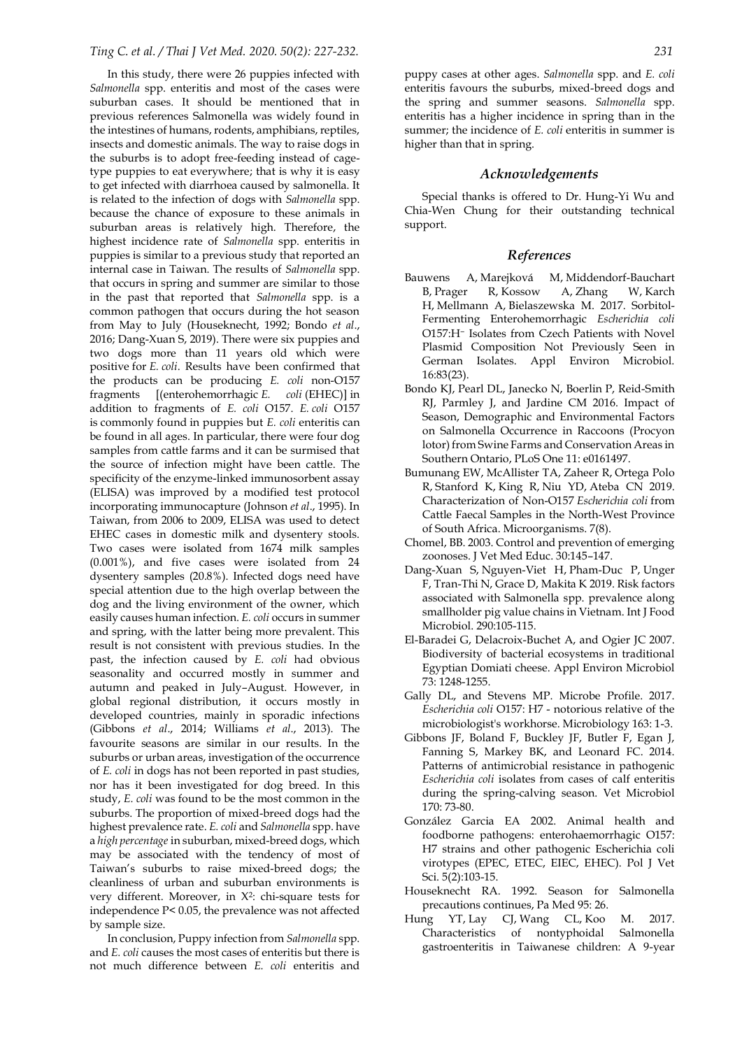In this study, there were 26 puppies infected with *Salmonella* spp. enteritis and most of the cases were suburban cases. It should be mentioned that in previous references Salmonella was widely found in the intestines of humans, rodents, amphibians, reptiles, insects and domestic animals. The way to raise dogs in the suburbs is to adopt free-feeding instead of cage-type puppies to eat everywhere; that is why it is easy to get infected with diarrhoea caused by salmonella. It is related to the infection of dogs with *Salmonella* spp. because the chance of exposure to these animals in suburban areas is relatively high. Therefore, the highest incidence rate of *Salmonella* spp. enteritis in puppies is similar to a previous study that reported an internal case in Taiwan. The results of *Salmonella* spp. that occurs in spring and summer are similar to those in the past that reported that *Salmonella* spp. is a common pathogen that occurs during the hot season from May to July (Houseknecht, 1992; Bondo *et al*., 2016; Dang-Xuan S, 2019). There were six puppies and two dogs more than 11 years old which were positive for *E. coli*. Results have been confirmed that the products can be producing *E. coli* non-O157 fragments [(enterohemorrhagic *E. coli* (EHEC)] in addition to fragments of *E. coli* O157. *E. coli* O157 is commonly found in puppies but *E. coli* enteritis can be found in all ages. In particular, there were four dog samples from cattle farms and it can be surmised that the source of infection might have been cattle. The specificity of the enzyme-linked immunosorbent assay (ELISA) was improved by a modified test protocol incorporating immunocapture (Johnson *et al*., 1995). In Taiwan, from 2006 to 2009, ELISA was used to detect EHEC cases in domestic milk and dysentery stools. Two cases were isolated from 1674 milk samples (0.001%), and five cases were isolated from 24 dysentery samples (20.8%). Infected dogs need have special attention due to the high overlap between the dog and the living environment of the owner, which easily causes human infection. *E. coli* occurs in summer and spring, with the latter being more prevalent. This result is not consistent with previous studies. In the past, the infection caused by *E. coli* had obvious seasonality and occurred mostly in summer and autumn and peaked in July–August. However, in global regional distribution, it occurs mostly in developed countries, mainly in sporadic infections (Gibbons *et al*., 2014; Williams *et al*., 2013). The favourite seasons are similar in our results. In the suburbs or urban areas, investigation of the occurrence of *E. coli* in dogs has not been reported in past studies, nor has it been investigated for dog breed. In this study, *E. coli* was found to be the most common in the suburbs. The proportion of mixed-breed dogs had the highest prevalence rate. *E. coli* and *Salmonella* spp. have a *high percentage* in suburban, mixed-breed dogs, which may be associated with the tendency of most of Taiwan's suburbs to raise mixed-breed dogs; the cleanliness of urban and suburban environments is very different. Moreover, in $X^2$: chi-square tests for independence $P < 0.05$, the prevalence was not affected by sample size.

In conclusion, Puppy infection from *Salmonella* spp. and *E. coli* causes the most cases of enteritis but there is not much difference between *E. coli* enteritis and puppy cases at other ages. *Salmonella* spp. and *E. coli* enteritis favours the suburbs, mixed-breed dogs and the spring and summer seasons. *Salmonella* spp. enteritis has a higher incidence in spring than in the summer; the incidence of *E. coli* enteritis in summer is higher than that in spring.

## Acknowledgements

Special thanks is offered to Dr. Hung-Yi Wu and Chia-Wen Chung for their outstanding technical support.

## References

Bauwens A, Marejková M, Middendorf-Bauchart B, Prager R, Kossow A, Zhang W, Karch H, Mellmann A, Bielaszewska M. 2017. Sorbitol-Fermenting Enterohemorrhagic *Escherichia coli* O157:H⁻ Isolates from Czech Patients with Novel Plasmid Composition Not Previously Seen in German Isolates. Appl Environ Microbiol. 16:83(23).

Bondo KJ, Pearl DL, Janecko N, Boerlin P, Reid-Smith RJ, Parmley J, and Jardine CM 2016. Impact of Season, Demographic and Environmental Factors on Salmonella Occurrence in Raccoons (Procyon lotor) from Swine Farms and Conservation Areas in Southern Ontario, PLoS One 11: e0161497.

Bumunang EW, McAllister TA, Zaheer R, Ortega Polo R, Stanford K, King R, Niu YD, Ateba CN 2019. Characterization of Non-O157 *Escherichia coli* from Cattle Faecal Samples in the North-West Province of South Africa. Microorganisms. 7(8).

Chomel, BB. 2003. Control and prevention of emerging zoonoses. J Vet Med Educ. 30:145–147.

Dang-Xuan S, Nguyen-Viet H, Pham-Duc P, Unger F, Tran-Thi N, Grace D, Makita K 2019. Risk factors associated with Salmonella spp. prevalence along smallholder pig value chains in Vietnam. Int J Food Microbiol. 290:105-115.

El-Baradei G, Delacroix-Buchet A, and Ogier JC 2007. Biodiversity of bacterial ecosystems in traditional Egyptian Domiati cheese. Appl Environ Microbiol 73: 1248-1255.

Gally DL, and Stevens MP. Microbe Profile. 2017. *Escherichia coli* O157: H7 - notorious relative of the microbiologist's workhorse. Microbiology 163: 1-3.

Gibbons JF, Boland F, Buckley JF, Butler F, Egan J, Fanning S, Markey BK, and Leonard FC. 2014. Patterns of antimicrobial resistance in pathogenic *Escherichia coli* isolates from cases of calf enteritis during the spring-calving season. Vet Microbiol 170: 73-80.

González Garcia EA 2002. Animal health and foodborne pathogens: enterohaemorrhagic O157: H7 strains and other pathogenic Escherichia coli virotypes (EPEC, ETEC, EIEC, EHEC). Pol J Vet Sci. 5(2):103-15.

Houseknecht RA. 1992. Season for Salmonella precautions continues, Pa Med 95: 26.

Hung YT, Lay CJ, Wang CL, Koo M. 2017. Characteristics of nontyphoidal Salmonella gastroenteritis in Taiwanese children: A 9-year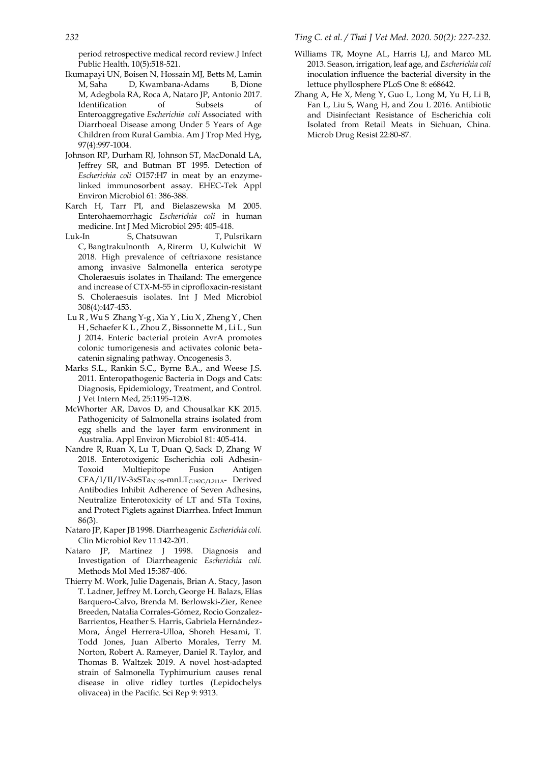period retrospective medical record review.J Infect Public Health. 10(5):518-521.

Ikumapayi UN, Boisen N, Hossain MJ, Betts M, Lamin M, Saha D, Kwambana-Adams B, Dione M, Adegbola RA, Roca A, Nataro JP, Antonio 2017. Identification of Subsets of Enteroaggregative *Escherichia coli* Associated with Diarrhoeal Disease among Under 5 Years of Age Children from Rural Gambia. Am J Trop Med Hyg, 97(4):997-1004.

Johnson RP, Durham RJ, Johnson ST, MacDonald LA, Jeffrey SR, and Butman BT 1995. Detection of *Escherichia coli* O157:H7 in meat by an enzyme-linked immunosorbent assay. EHEC-Tek Appl Environ Microbiol 61: 386-388.

Karch H, Tarr PI, and Bielaszewska M 2005. Enterohaemorrhagic *Escherichia coli* in human medicine. Int J Med Microbiol 295: 405-418.

Luk-In S, Chatsuwan T, Pulsrikarn C, Bangtrakulnonth A, Rirerm U, Kulwichit W 2018. High prevalence of ceftriaxone resistance among invasive Salmonella enterica serotype Choleraesuis isolates in Thailand: The emergence and increase of CTX-M-55 in ciprofloxacin-resistant S. Choleraesuis isolates. Int J Med Microbiol 308(4):447-453.

Lu R , Wu S Zhang Y-g , Xia Y , Liu X , Zheng Y , Chen H , Schaefer K L , Zhou Z , Bissonnette M , Li L , Sun J 2014. Enteric bacterial protein AvrA promotes colonic tumorigenesis and activates colonic beta-catenin signaling pathway. Oncogenesis 3.

Marks S.L., Rankin S.C., Byrne B.A., and Weese J.S. 2011. Enteropathogenic Bacteria in Dogs and Cats: Diagnosis, Epidemiology, Treatment, and Control. J Vet Intern Med, 25:1195–1208.

McWhorter AR, Davos D, and Chousalkar KK 2015. Pathogenicity of Salmonella strains isolated from egg shells and the layer farm environment in Australia. Appl Environ Microbiol 81: 405-414.

Nandre R, Ruan X, Lu T, Duan Q, Sack D, Zhang W 2018. Enterotoxigenic Escherichia coli Adhesin-Toxoid Multiepitope Fusion Antigen CFA/I/II/IV-3xSTa$_{N12S}$-mnLT$_{G192G/L211A}$- Derived Antibodies Inhibit Adherence of Seven Adhesins, Neutralize Enterotoxicity of LT and STa Toxins, and Protect Piglets against Diarrhea. Infect Immun 86(3).

Nataro JP, Kaper JB 1998. Diarrheagenic *Escherichia coli*. Clin Microbiol Rev 11:142-201.

Nataro JP, Martinez J 1998. Diagnosis and Investigation of Diarrheagenic *Escherichia coli*. Methods Mol Med 15:387-406.

Thierry M. Work, Julie Dagenais, Brian A. Stacy, Jason T. Ladner, Jeffrey M. Lorch, George H. Balazs, Elías Barquero-Calvo, Brenda M. Berlowski-Zier, Renee Breeden, Natalia Corrales-Gómez, Rocio Gonzalez-Barrientos, Heather S. Harris, Gabriela Hernández-Mora, Ángel Herrera-Ulloa, Shoreh Hesami, T. Todd Jones, Juan Alberto Morales, Terry M. Norton, Robert A. Rameyer, Daniel R. Taylor, and Thomas B. Waltzek 2019. A novel host-adapted strain of Salmonella Typhimurium causes renal disease in olive ridley turtles (Lepidochelys olivacea) in the Pacific. Sci Rep 9: 9313.

Williams TR, Moyne AL, Harris LJ, and Marco ML 2013. Season, irrigation, leaf age, and *Escherichia coli* inoculation influence the bacterial diversity in the lettuce phyllosphere PLoS One 8: e68642.

Zhang A, He X, Meng Y, Guo L, Long M, Yu H, Li B, Fan L, Liu S, Wang H, and Zou L 2016. Antibiotic and Disinfectant Resistance of Escherichia coli Isolated from Retail Meats in Sichuan, China. Microb Drug Resist 22:80-87.